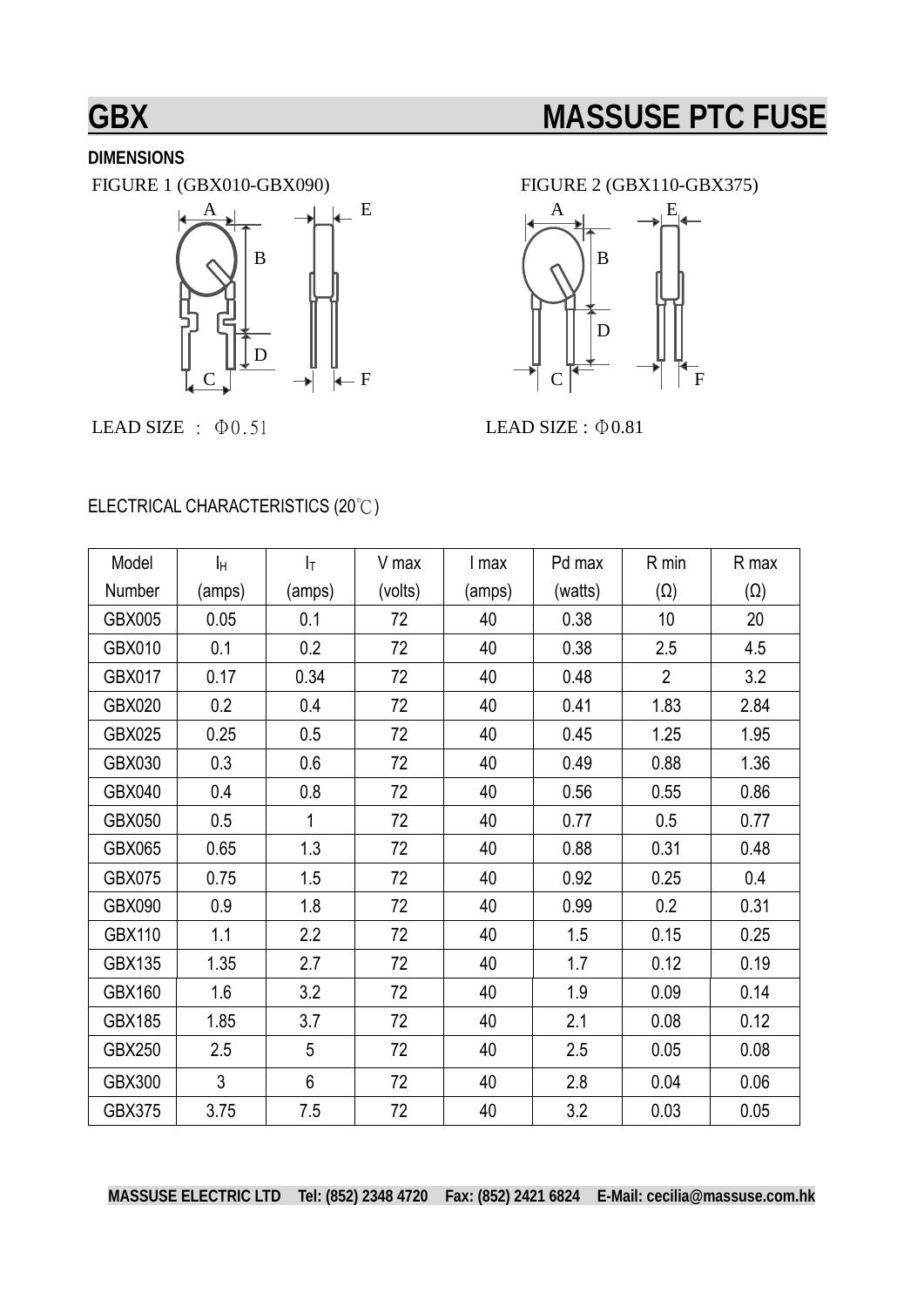# GBX MASSUSE PTC FUSE

**DIMENSIONS**

FIGURE 1 (GBX010-GBX090)

A B C D E F

LEAD SIZE ： Φ0.51

FIGURE 2 (GBX110-GBX375)

A B C D E F

LEAD SIZE : Φ0.81

ELECTRICAL CHARACTERISTICS (20℃)

| Model Number | $I_H$ (amps) | $I_T$ (amps) | V max (volts) | I max (amps) | Pd max (watts) | R min (Ω) | R max (Ω) |
|---|---|---|---|---|---|---|---|
| GBX005 | 0.05 | 0.1 | 72 | 40 | 0.38 | 10 | 20 |
| GBX010 | 0.1 | 0.2 | 72 | 40 | 0.38 | 2.5 | 4.5 |
| GBX017 | 0.17 | 0.34 | 72 | 40 | 0.48 | 2 | 3.2 |
| GBX020 | 0.2 | 0.4 | 72 | 40 | 0.41 | 1.83 | 2.84 |
| GBX025 | 0.25 | 0.5 | 72 | 40 | 0.45 | 1.25 | 1.95 |
| GBX030 | 0.3 | 0.6 | 72 | 40 | 0.49 | 0.88 | 1.36 |
| GBX040 | 0.4 | 0.8 | 72 | 40 | 0.56 | 0.55 | 0.86 |
| GBX050 | 0.5 | 1 | 72 | 40 | 0.77 | 0.5 | 0.77 |
| GBX065 | 0.65 | 1.3 | 72 | 40 | 0.88 | 0.31 | 0.48 |
| GBX075 | 0.75 | 1.5 | 72 | 40 | 0.92 | 0.25 | 0.4 |
| GBX090 | 0.9 | 1.8 | 72 | 40 | 0.99 | 0.2 | 0.31 |
| GBX110 | 1.1 | 2.2 | 72 | 40 | 1.5 | 0.15 | 0.25 |
| GBX135 | 1.35 | 2.7 | 72 | 40 | 1.7 | 0.12 | 0.19 |
| GBX160 | 1.6 | 3.2 | 72 | 40 | 1.9 | 0.09 | 0.14 |
| GBX185 | 1.85 | 3.7 | 72 | 40 | 2.1 | 0.08 | 0.12 |
| GBX250 | 2.5 | 5 | 72 | 40 | 2.5 | 0.05 | 0.08 |
| GBX300 | 3 | 6 | 72 | 40 | 2.8 | 0.04 | 0.06 |
| GBX375 | 3.75 | 7.5 | 72 | 40 | 3.2 | 0.03 | 0.05 |

**MASSUSE ELECTRIC LTD Tel: (852) 2348 4720 Fax: (852) 2421 6824 E-Mail: cecilia@massuse.com.hk**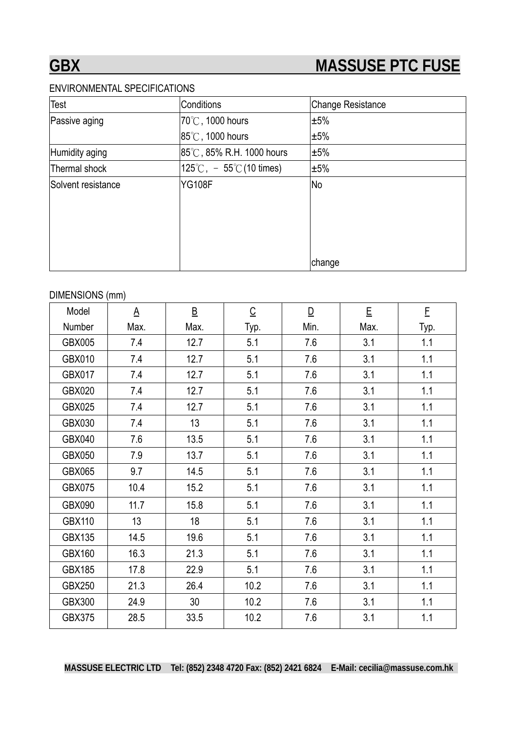# GBX MASSUSE PTC FUSE

ENVIRONMENTAL SPECIFICATIONS

| Test | Conditions | Change Resistance |
|---|---|---|
| Passive aging | 70℃, 1000 hours | ±5% |
| | 85℃, 1000 hours | ±5% |
| Humidity aging | 85℃, 85% R.H. 1000 hours | ±5% |
| Thermal shock | 125℃, －55℃(10 times) | ±5% |
| Solvent resistance | YG108F | No change |

DIMENSIONS (mm)

| Model Number | A Max. | B Max. | C Typ. | D Min. | E Max. | F Typ. |
|---|---|---|---|---|---|---|
| GBX005 | 7.4 | 12.7 | 5.1 | 7.6 | 3.1 | 1.1 |
| GBX010 | 7.4 | 12.7 | 5.1 | 7.6 | 3.1 | 1.1 |
| GBX017 | 7.4 | 12.7 | 5.1 | 7.6 | 3.1 | 1.1 |
| GBX020 | 7.4 | 12.7 | 5.1 | 7.6 | 3.1 | 1.1 |
| GBX025 | 7.4 | 12.7 | 5.1 | 7.6 | 3.1 | 1.1 |
| GBX030 | 7.4 | 13 | 5.1 | 7.6 | 3.1 | 1.1 |
| GBX040 | 7.6 | 13.5 | 5.1 | 7.6 | 3.1 | 1.1 |
| GBX050 | 7.9 | 13.7 | 5.1 | 7.6 | 3.1 | 1.1 |
| GBX065 | 9.7 | 14.5 | 5.1 | 7.6 | 3.1 | 1.1 |
| GBX075 | 10.4 | 15.2 | 5.1 | 7.6 | 3.1 | 1.1 |
| GBX090 | 11.7 | 15.8 | 5.1 | 7.6 | 3.1 | 1.1 |
| GBX110 | 13 | 18 | 5.1 | 7.6 | 3.1 | 1.1 |
| GBX135 | 14.5 | 19.6 | 5.1 | 7.6 | 3.1 | 1.1 |
| GBX160 | 16.3 | 21.3 | 5.1 | 7.6 | 3.1 | 1.1 |
| GBX185 | 17.8 | 22.9 | 5.1 | 7.6 | 3.1 | 1.1 |
| GBX250 | 21.3 | 26.4 | 10.2 | 7.6 | 3.1 | 1.1 |
| GBX300 | 24.9 | 30 | 10.2 | 7.6 | 3.1 | 1.1 |
| GBX375 | 28.5 | 33.5 | 10.2 | 7.6 | 3.1 | 1.1 |

**MASSUSE ELECTRIC LTD Tel: (852) 2348 4720 Fax: (852) 2421 6824 E-Mail: cecilia@massuse.com.hk**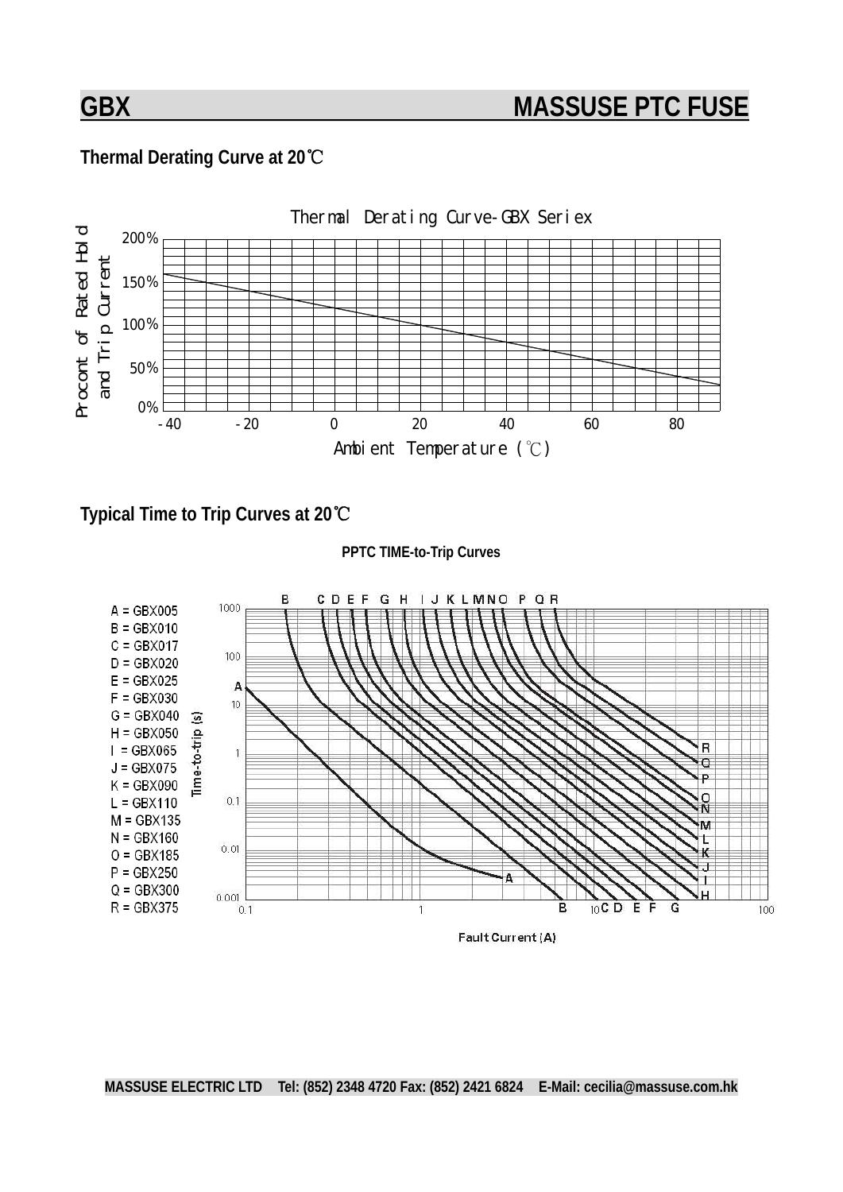## Thermal Derating Curve at 20℃

Thermal Derating Curve-GBX Seriex

Procont of Rated Hold and Trip Current

200%
150%
100%
50%
0%

-40 -20 0 20 40 60 80

Ambient Temperature (℃)

## Typical Time to Trip Curves at 20℃

**PPTC TIME-to-Trip Curves**

A = GBX005
B = GBX010
C = GBX017
D = GBX020
E = GBX025
F = GBX030
G = GBX040
H = GBX050
I = GBX065
J = GBX075
K = GBX090
L = GBX110
M = GBX135
N = GBX160
O = GBX185
P = GBX250
Q = GBX300
R = GBX375

Time-to-trip (s)

1000
100
10
1
0.1
0.01
0.001

0.1 1 10 100

Fault Current (A)